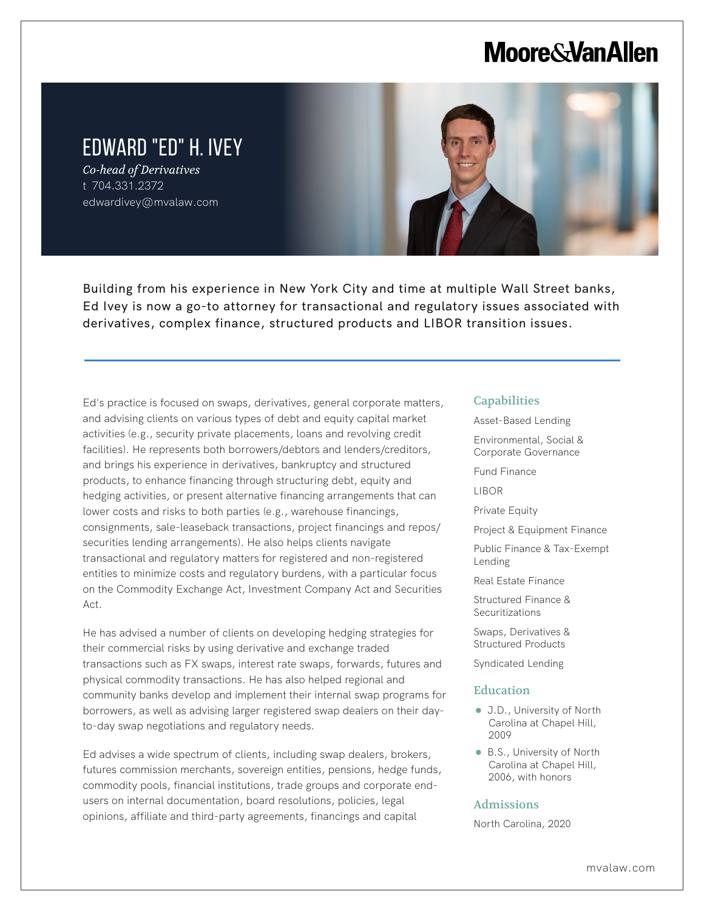Moore&VanAllen

# EDWARD "ED" H. IVEY

*Co-head of Derivatives*
t 704.331.2372
edwardivey@mvalaw.com

Building from his experience in New York City and time at multiple Wall Street banks, Ed Ivey is now a go-to attorney for transactional and regulatory issues associated with derivatives, complex finance, structured products and LIBOR transition issues.

Ed's practice is focused on swaps, derivatives, general corporate matters, and advising clients on various types of debt and equity capital market activities (e.g., security private placements, loans and revolving credit facilities). He represents both borrowers/debtors and lenders/creditors, and brings his experience in derivatives, bankruptcy and structured products, to enhance financing through structuring debt, equity and hedging activities, or present alternative financing arrangements that can lower costs and risks to both parties (e.g., warehouse financings, consignments, sale-leaseback transactions, project financings and repos/ securities lending arrangements). He also helps clients navigate transactional and regulatory matters for registered and non-registered entities to minimize costs and regulatory burdens, with a particular focus on the Commodity Exchange Act, Investment Company Act and Securities Act.

He has advised a number of clients on developing hedging strategies for their commercial risks by using derivative and exchange traded transactions such as FX swaps, interest rate swaps, forwards, futures and physical commodity transactions. He has also helped regional and community banks develop and implement their internal swap programs for borrowers, as well as advising larger registered swap dealers on their day-to-day swap negotiations and regulatory needs.

Ed advises a wide spectrum of clients, including swap dealers, brokers, futures commission merchants, sovereign entities, pensions, hedge funds, commodity pools, financial institutions, trade groups and corporate end-users on internal documentation, board resolutions, policies, legal opinions, affiliate and third-party agreements, financings and capital

## Capabilities

Asset-Based Lending

Environmental, Social & Corporate Governance

Fund Finance

LIBOR

Private Equity

Project & Equipment Finance

Public Finance & Tax-Exempt Lending

Real Estate Finance

Structured Finance & Securitizations

Swaps, Derivatives & Structured Products

Syndicated Lending

## Education

- J.D., University of North Carolina at Chapel Hill, 2009
- B.S., University of North Carolina at Chapel Hill, 2006, with honors

## Admissions

North Carolina, 2020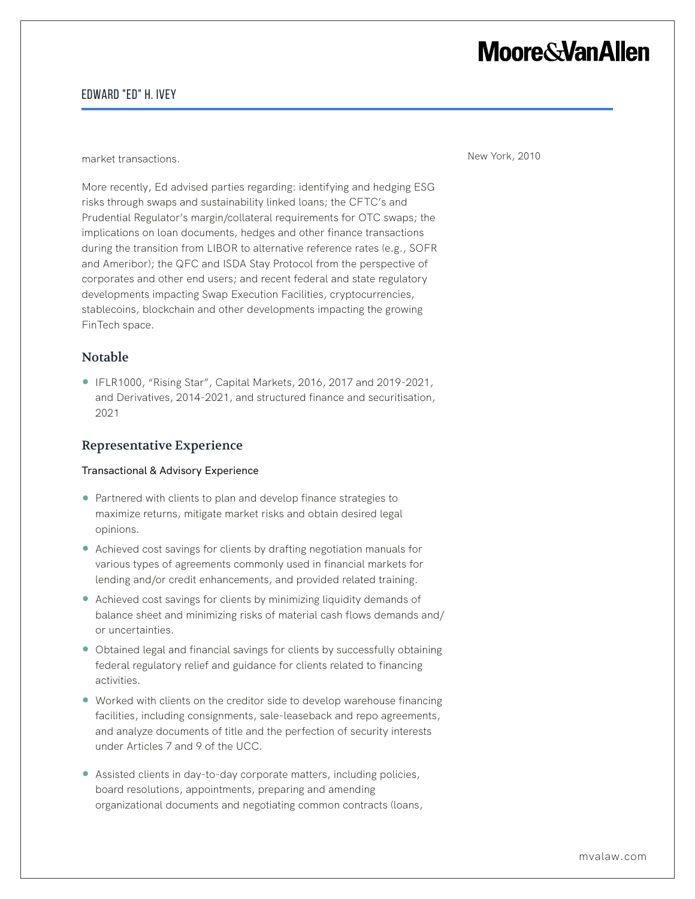market transactions.

More recently, Ed advised parties regarding: identifying and hedging ESG risks through swaps and sustainability linked loans; the CFTC's and Prudential Regulator's margin/collateral requirements for OTC swaps; the implications on loan documents, hedges and other finance transactions during the transition from LIBOR to alternative reference rates (e.g., SOFR and Ameribor); the QFC and ISDA Stay Protocol from the perspective of corporates and other end users; and recent federal and state regulatory developments impacting Swap Execution Facilities, cryptocurrencies, stablecoins, blockchain and other developments impacting the growing FinTech space.

New York, 2010

## Notable

- IFLR1000, "Rising Star", Capital Markets, 2016, 2017 and 2019-2021, and Derivatives, 2014-2021, and structured finance and securitisation, 2021

## Representative Experience

### Transactional & Advisory Experience

- Partnered with clients to plan and develop finance strategies to maximize returns, mitigate market risks and obtain desired legal opinions.
- Achieved cost savings for clients by drafting negotiation manuals for various types of agreements commonly used in financial markets for lending and/or credit enhancements, and provided related training.
- Achieved cost savings for clients by minimizing liquidity demands of balance sheet and minimizing risks of material cash flows demands and/or uncertainties.
- Obtained legal and financial savings for clients by successfully obtaining federal regulatory relief and guidance for clients related to financing activities.
- Worked with clients on the creditor side to develop warehouse financing facilities, including consignments, sale-leaseback and repo agreements, and analyze documents of title and the perfection of security interests under Articles 7 and 9 of the UCC.
- Assisted clients in day-to-day corporate matters, including policies, board resolutions, appointments, preparing and amending organizational documents and negotiating common contracts (loans,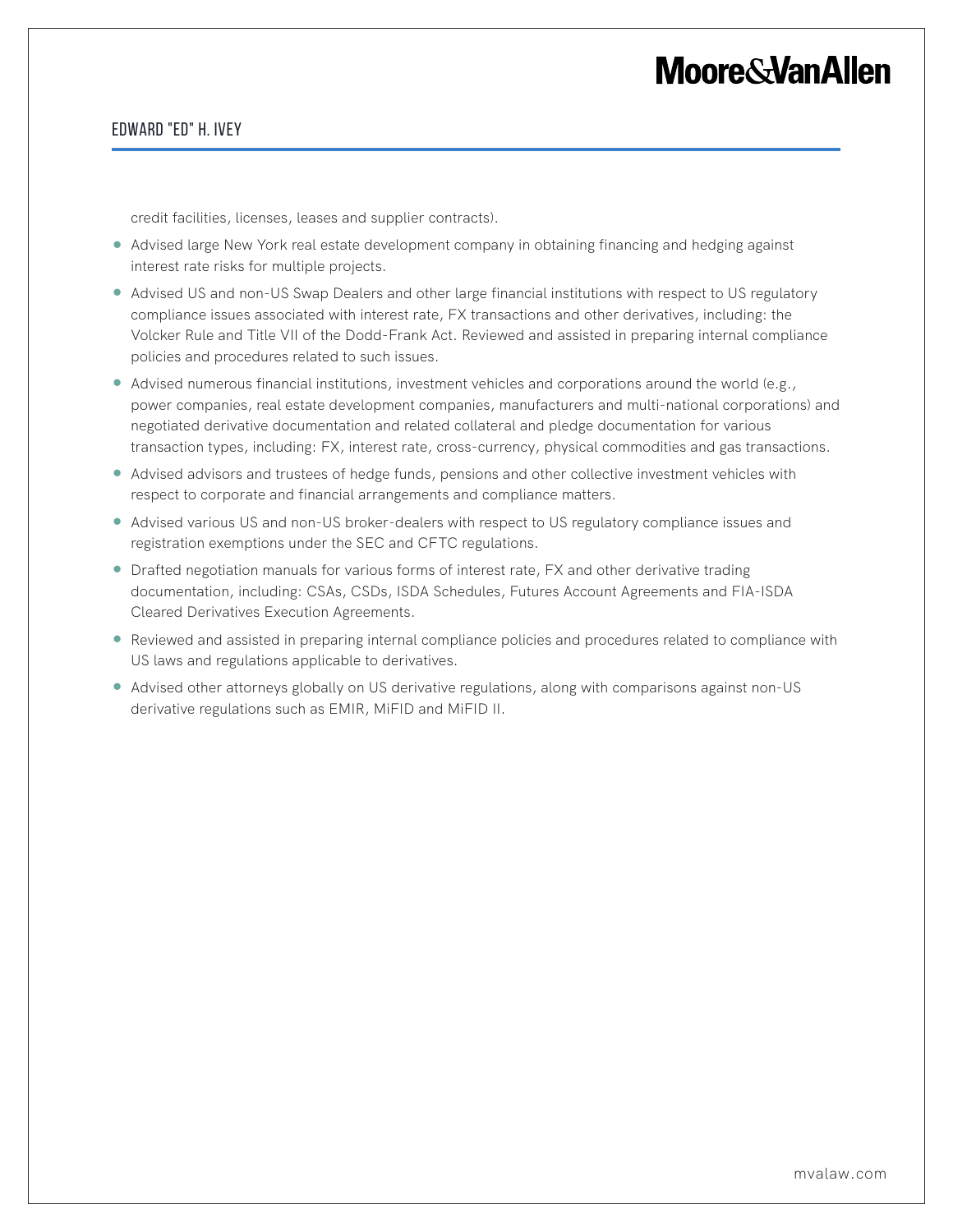credit facilities, licenses, leases and supplier contracts).

- Advised large New York real estate development company in obtaining financing and hedging against interest rate risks for multiple projects.
- Advised US and non-US Swap Dealers and other large financial institutions with respect to US regulatory compliance issues associated with interest rate, FX transactions and other derivatives, including: the Volcker Rule and Title VII of the Dodd-Frank Act. Reviewed and assisted in preparing internal compliance policies and procedures related to such issues.
- Advised numerous financial institutions, investment vehicles and corporations around the world (e.g., power companies, real estate development companies, manufacturers and multi-national corporations) and negotiated derivative documentation and related collateral and pledge documentation for various transaction types, including: FX, interest rate, cross-currency, physical commodities and gas transactions.
- Advised advisors and trustees of hedge funds, pensions and other collective investment vehicles with respect to corporate and financial arrangements and compliance matters.
- Advised various US and non-US broker-dealers with respect to US regulatory compliance issues and registration exemptions under the SEC and CFTC regulations.
- Drafted negotiation manuals for various forms of interest rate, FX and other derivative trading documentation, including: CSAs, CSDs, ISDA Schedules, Futures Account Agreements and FIA-ISDA Cleared Derivatives Execution Agreements.
- Reviewed and assisted in preparing internal compliance policies and procedures related to compliance with US laws and regulations applicable to derivatives.
- Advised other attorneys globally on US derivative regulations, along with comparisons against non-US derivative regulations such as EMIR, MiFID and MiFID II.